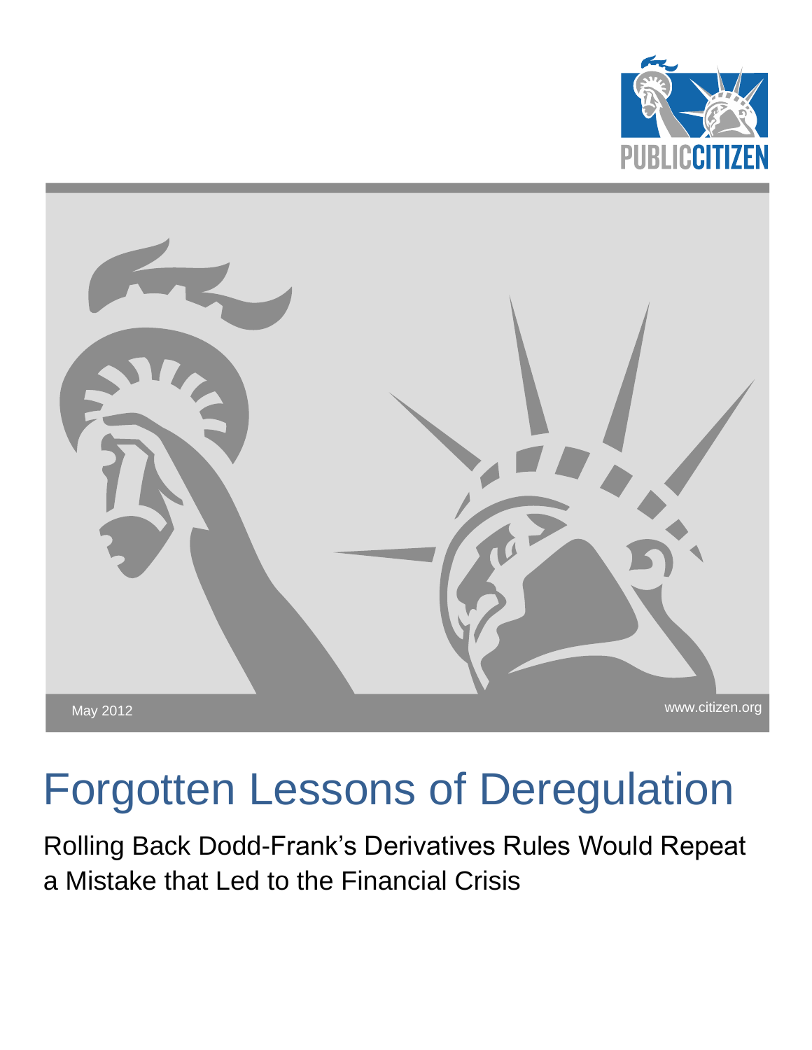PUBLIC CITIZEN

May 2012

www.citizen.org

# Forgotten Lessons of Deregulation

## Rolling Back Dodd-Frank's Derivatives Rules Would Repeat a Mistake that Led to the Financial Crisis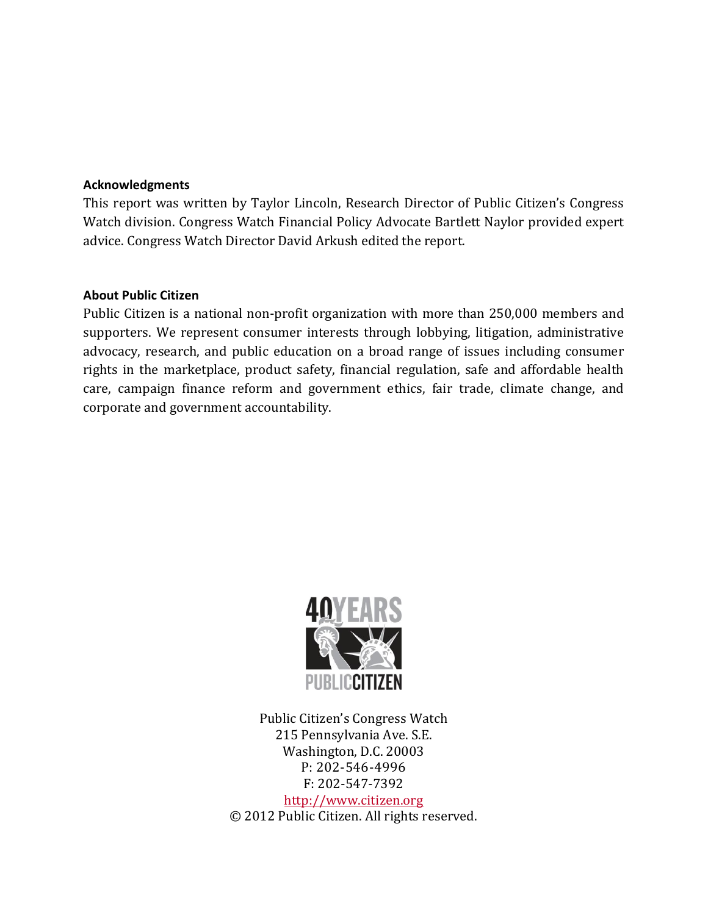**Acknowledgments**

This report was written by Taylor Lincoln, Research Director of Public Citizen's Congress Watch division. Congress Watch Financial Policy Advocate Bartlett Naylor provided expert advice. Congress Watch Director David Arkush edited the report.

**About Public Citizen**

Public Citizen is a national non-profit organization with more than 250,000 members and supporters. We represent consumer interests through lobbying, litigation, administrative advocacy, research, and public education on a broad range of issues including consumer rights in the marketplace, product safety, financial regulation, safe and affordable health care, campaign finance reform and government ethics, fair trade, climate change, and corporate and government accountability.

40 YEARS
PUBLIC CITIZEN

Public Citizen's Congress Watch
215 Pennsylvania Ave. S.E.
Washington, D.C. 20003
P: 202-546-4996
F: 202-547-7392
http://www.citizen.org
© 2012 Public Citizen. All rights reserved.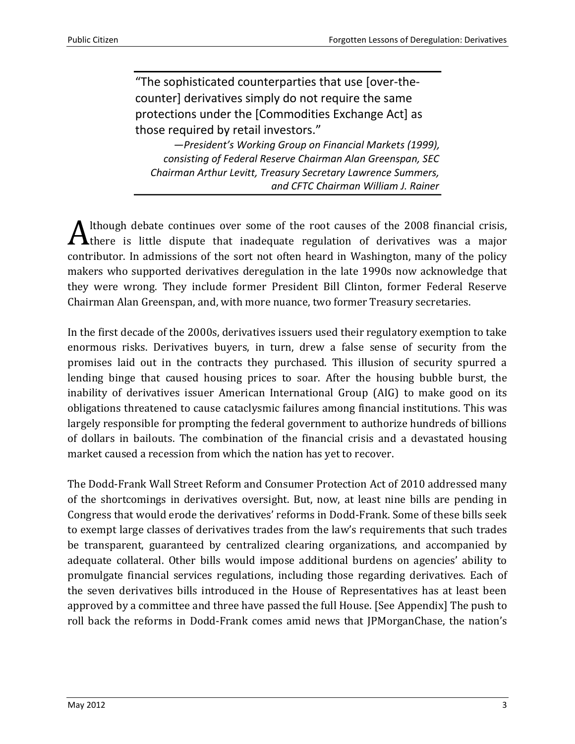> "The sophisticated counterparties that use [over-the-counter] derivatives simply do not require the same protections under the [Commodities Exchange Act] as those required by retail investors."
>
> *—President's Working Group on Financial Markets (1999), consisting of Federal Reserve Chairman Alan Greenspan, SEC Chairman Arthur Levitt, Treasury Secretary Lawrence Summers, and CFTC Chairman William J. Rainer*

Although debate continues over some of the root causes of the 2008 financial crisis, there is little dispute that inadequate regulation of derivatives was a major contributor. In admissions of the sort not often heard in Washington, many of the policy makers who supported derivatives deregulation in the late 1990s now acknowledge that they were wrong. They include former President Bill Clinton, former Federal Reserve Chairman Alan Greenspan, and, with more nuance, two former Treasury secretaries.

In the first decade of the 2000s, derivatives issuers used their regulatory exemption to take enormous risks. Derivatives buyers, in turn, drew a false sense of security from the promises laid out in the contracts they purchased. This illusion of security spurred a lending binge that caused housing prices to soar. After the housing bubble burst, the inability of derivatives issuer American International Group (AIG) to make good on its obligations threatened to cause cataclysmic failures among financial institutions. This was largely responsible for prompting the federal government to authorize hundreds of billions of dollars in bailouts. The combination of the financial crisis and a devastated housing market caused a recession from which the nation has yet to recover.

The Dodd-Frank Wall Street Reform and Consumer Protection Act of 2010 addressed many of the shortcomings in derivatives oversight. But, now, at least nine bills are pending in Congress that would erode the derivatives' reforms in Dodd-Frank. Some of these bills seek to exempt large classes of derivatives trades from the law's requirements that such trades be transparent, guaranteed by centralized clearing organizations, and accompanied by adequate collateral. Other bills would impose additional burdens on agencies' ability to promulgate financial services regulations, including those regarding derivatives. Each of the seven derivatives bills introduced in the House of Representatives has at least been approved by a committee and three have passed the full House. [See Appendix] The push to roll back the reforms in Dodd-Frank comes amid news that JPMorganChase, the nation's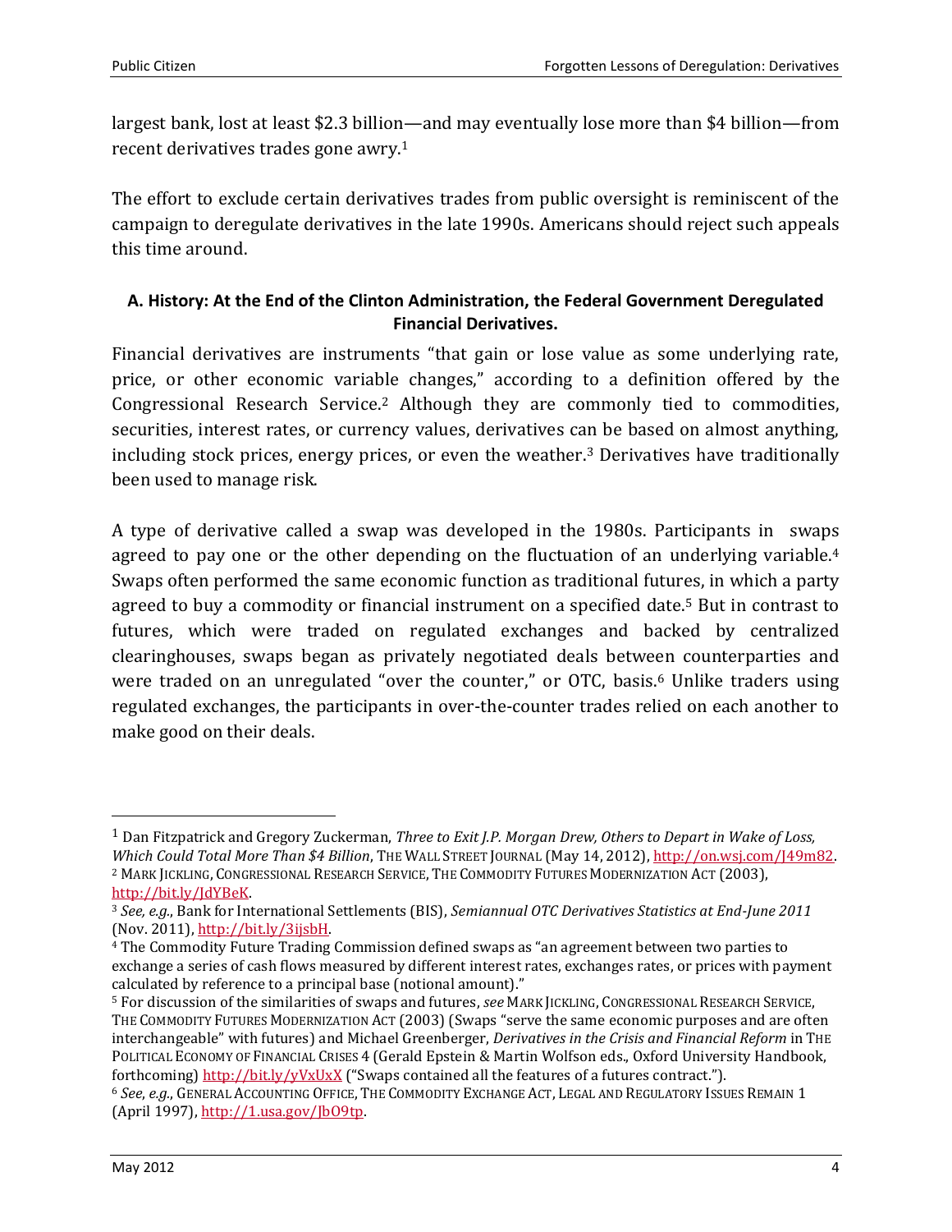largest bank, lost at least $2.3 billion—and may eventually lose more than $4 billion—from recent derivatives trades gone awry.[1]

The effort to exclude certain derivatives trades from public oversight is reminiscent of the campaign to deregulate derivatives in the late 1990s. Americans should reject such appeals this time around.

### A. History: At the End of the Clinton Administration, the Federal Government Deregulated Financial Derivatives.

Financial derivatives are instruments "that gain or lose value as some underlying rate, price, or other economic variable changes," according to a definition offered by the Congressional Research Service.[2] Although they are commonly tied to commodities, securities, interest rates, or currency values, derivatives can be based on almost anything, including stock prices, energy prices, or even the weather.[3] Derivatives have traditionally been used to manage risk.

A type of derivative called a swap was developed in the 1980s. Participants in swaps agreed to pay one or the other depending on the fluctuation of an underlying variable.[4] Swaps often performed the same economic function as traditional futures, in which a party agreed to buy a commodity or financial instrument on a specified date.[5] But in contrast to futures, which were traded on regulated exchanges and backed by centralized clearinghouses, swaps began as privately negotiated deals between counterparties and were traded on an unregulated "over the counter," or OTC, basis.[6] Unlike traders using regulated exchanges, the participants in over-the-counter trades relied on each another to make good on their deals.

---

[1] Dan Fitzpatrick and Gregory Zuckerman, *Three to Exit J.P. Morgan Drew, Others to Depart in Wake of Loss, Which Could Total More Than $4 Billion*, THE WALL STREET JOURNAL (May 14, 2012), http://on.wsj.com/J49m82.

[2] MARK JICKLING, CONGRESSIONAL RESEARCH SERVICE, THE COMMODITY FUTURES MODERNIZATION ACT (2003), http://bit.ly/JdYBeK.

[3] *See, e.g.*, Bank for International Settlements (BIS), *Semiannual OTC Derivatives Statistics at End-June 2011* (Nov. 2011), http://bit.ly/3ijsbH.

[4] The Commodity Future Trading Commission defined swaps as "an agreement between two parties to exchange a series of cash flows measured by different interest rates, exchanges rates, or prices with payment calculated by reference to a principal base (notional amount)."

[5] For discussion of the similarities of swaps and futures, *see* MARK JICKLING, CONGRESSIONAL RESEARCH SERVICE, THE COMMODITY FUTURES MODERNIZATION ACT (2003) (Swaps "serve the same economic purposes and are often interchangeable" with futures) and Michael Greenberger, *Derivatives in the Crisis and Financial Reform* in THE POLITICAL ECONOMY OF FINANCIAL CRISES 4 (Gerald Epstein & Martin Wolfson eds., Oxford University Handbook, forthcoming) http://bit.ly/yVxUxX ("Swaps contained all the features of a futures contract.").

[6] *See*, *e.g.*, GENERAL ACCOUNTING OFFICE, THE COMMODITY EXCHANGE ACT, LEGAL AND REGULATORY ISSUES REMAIN 1 (April 1997), http://1.usa.gov/JbO9tp.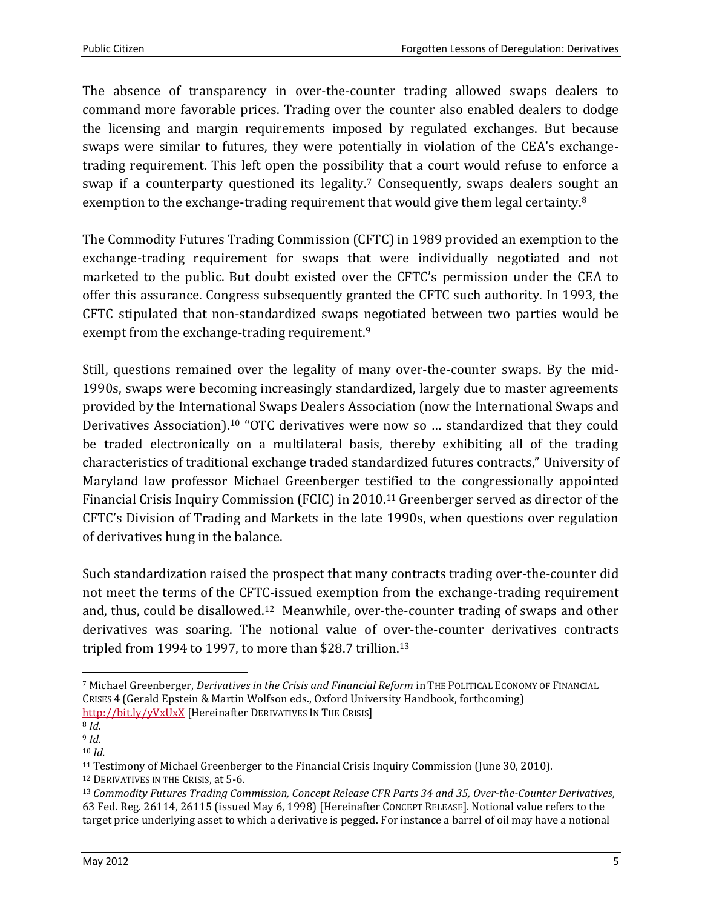The absence of transparency in over-the-counter trading allowed swaps dealers to command more favorable prices. Trading over the counter also enabled dealers to dodge the licensing and margin requirements imposed by regulated exchanges. But because swaps were similar to futures, they were potentially in violation of the CEA's exchange-trading requirement. This left open the possibility that a court would refuse to enforce a swap if a counterparty questioned its legality.[7] Consequently, swaps dealers sought an exemption to the exchange-trading requirement that would give them legal certainty.[8]

The Commodity Futures Trading Commission (CFTC) in 1989 provided an exemption to the exchange-trading requirement for swaps that were individually negotiated and not marketed to the public. But doubt existed over the CFTC's permission under the CEA to offer this assurance. Congress subsequently granted the CFTC such authority. In 1993, the CFTC stipulated that non-standardized swaps negotiated between two parties would be exempt from the exchange-trading requirement.[9]

Still, questions remained over the legality of many over-the-counter swaps. By the mid-1990s, swaps were becoming increasingly standardized, largely due to master agreements provided by the International Swaps Dealers Association (now the International Swaps and Derivatives Association).[10] "OTC derivatives were now so … standardized that they could be traded electronically on a multilateral basis, thereby exhibiting all of the trading characteristics of traditional exchange traded standardized futures contracts," University of Maryland law professor Michael Greenberger testified to the congressionally appointed Financial Crisis Inquiry Commission (FCIC) in 2010.[11] Greenberger served as director of the CFTC's Division of Trading and Markets in the late 1990s, when questions over regulation of derivatives hung in the balance.

Such standardization raised the prospect that many contracts trading over-the-counter did not meet the terms of the CFTC-issued exemption from the exchange-trading requirement and, thus, could be disallowed.[12] Meanwhile, over-the-counter trading of swaps and other derivatives was soaring. The notional value of over-the-counter derivatives contracts tripled from 1994 to 1997, to more than $28.7 trillion.[13]

---

[7] Michael Greenberger, *Derivatives in the Crisis and Financial Reform* in THE POLITICAL ECONOMY OF FINANCIAL CRISES 4 (Gerald Epstein & Martin Wolfson eds., Oxford University Handbook, forthcoming) http://bit.ly/yVxUxX [Hereinafter DERIVATIVES IN THE CRISIS]

[8] *Id.*

[9] *Id*.

[10] *Id.*

[11] Testimony of Michael Greenberger to the Financial Crisis Inquiry Commission (June 30, 2010).

[12] DERIVATIVES IN THE CRISIS, at 5-6.

[13] *Commodity Futures Trading Commission, Concept Release CFR Parts 34 and 35, Over-the-Counter Derivatives*, 63 Fed. Reg. 26114, 26115 (issued May 6, 1998) [Hereinafter CONCEPT RELEASE]. Notional value refers to the target price underlying asset to which a derivative is pegged. For instance a barrel of oil may have a notional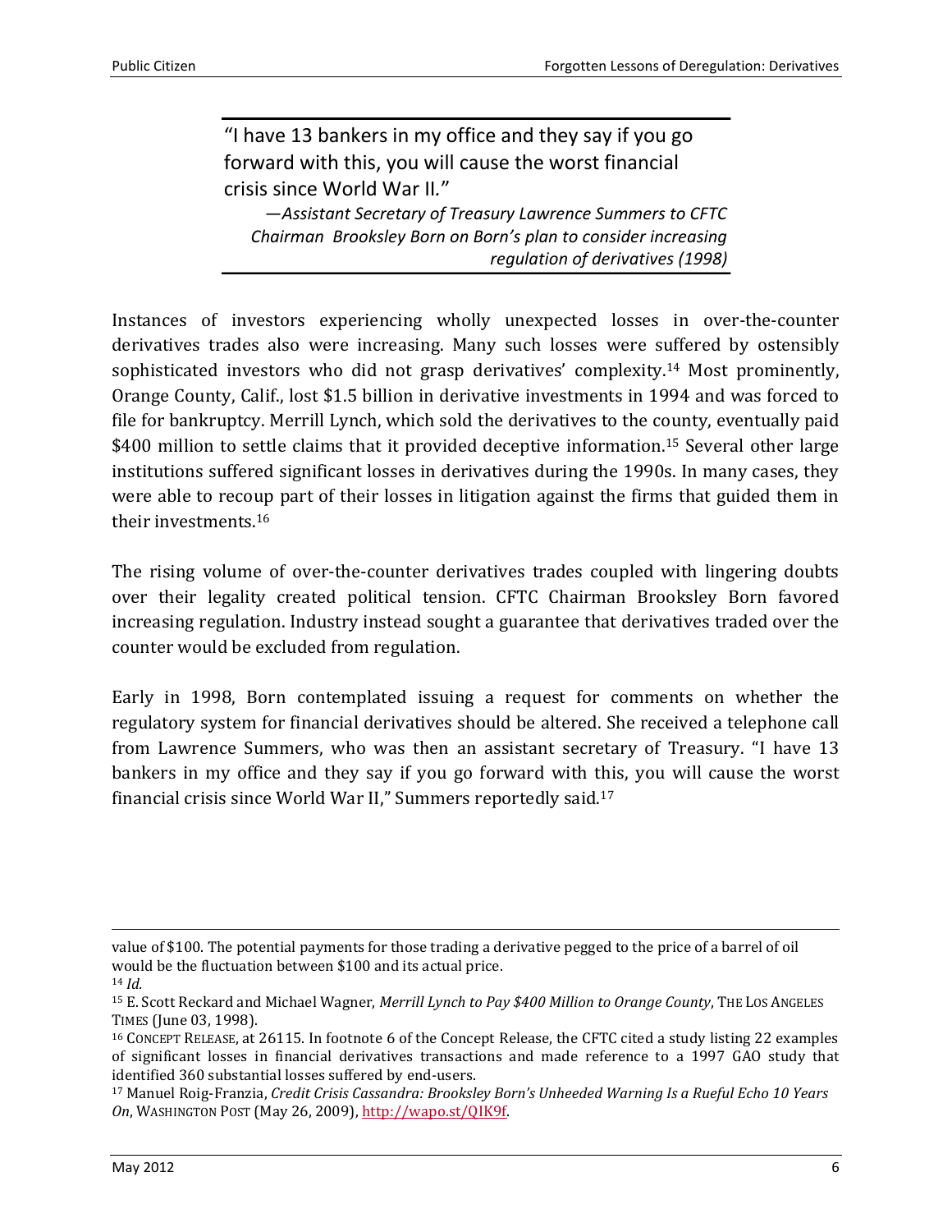> "I have 13 bankers in my office and they say if you go forward with this, you will cause the worst financial crisis since World War II."
>
> —*Assistant Secretary of Treasury Lawrence Summers to CFTC Chairman Brooksley Born on Born's plan to consider increasing regulation of derivatives (1998)*

Instances of investors experiencing wholly unexpected losses in over-the-counter derivatives trades also were increasing. Many such losses were suffered by ostensibly sophisticated investors who did not grasp derivatives' complexity.[14] Most prominently, Orange County, Calif., lost $1.5 billion in derivative investments in 1994 and was forced to file for bankruptcy. Merrill Lynch, which sold the derivatives to the county, eventually paid $400 million to settle claims that it provided deceptive information.[15] Several other large institutions suffered significant losses in derivatives during the 1990s. In many cases, they were able to recoup part of their losses in litigation against the firms that guided them in their investments.[16]

The rising volume of over-the-counter derivatives trades coupled with lingering doubts over their legality created political tension. CFTC Chairman Brooksley Born favored increasing regulation. Industry instead sought a guarantee that derivatives traded over the counter would be excluded from regulation.

Early in 1998, Born contemplated issuing a request for comments on whether the regulatory system for financial derivatives should be altered. She received a telephone call from Lawrence Summers, who was then an assistant secretary of Treasury. "I have 13 bankers in my office and they say if you go forward with this, you will cause the worst financial crisis since World War II," Summers reportedly said.[17]

---

value of $100. The potential payments for those trading a derivative pegged to the price of a barrel of oil would be the fluctuation between $100 and its actual price.

[14] *Id.*

[15] E. Scott Reckard and Michael Wagner, *Merrill Lynch to Pay $400 Million to Orange County*, THE LOS ANGELES TIMES (June 03, 1998).

[16] CONCEPT RELEASE, at 26115. In footnote 6 of the Concept Release, the CFTC cited a study listing 22 examples of significant losses in financial derivatives transactions and made reference to a 1997 GAO study that identified 360 substantial losses suffered by end-users.

[17] Manuel Roig-Franzia, *Credit Crisis Cassandra: Brooksley Born's Unheeded Warning Is a Rueful Echo 10 Years On*, WASHINGTON POST (May 26, 2009), http://wapo.st/QIK9f.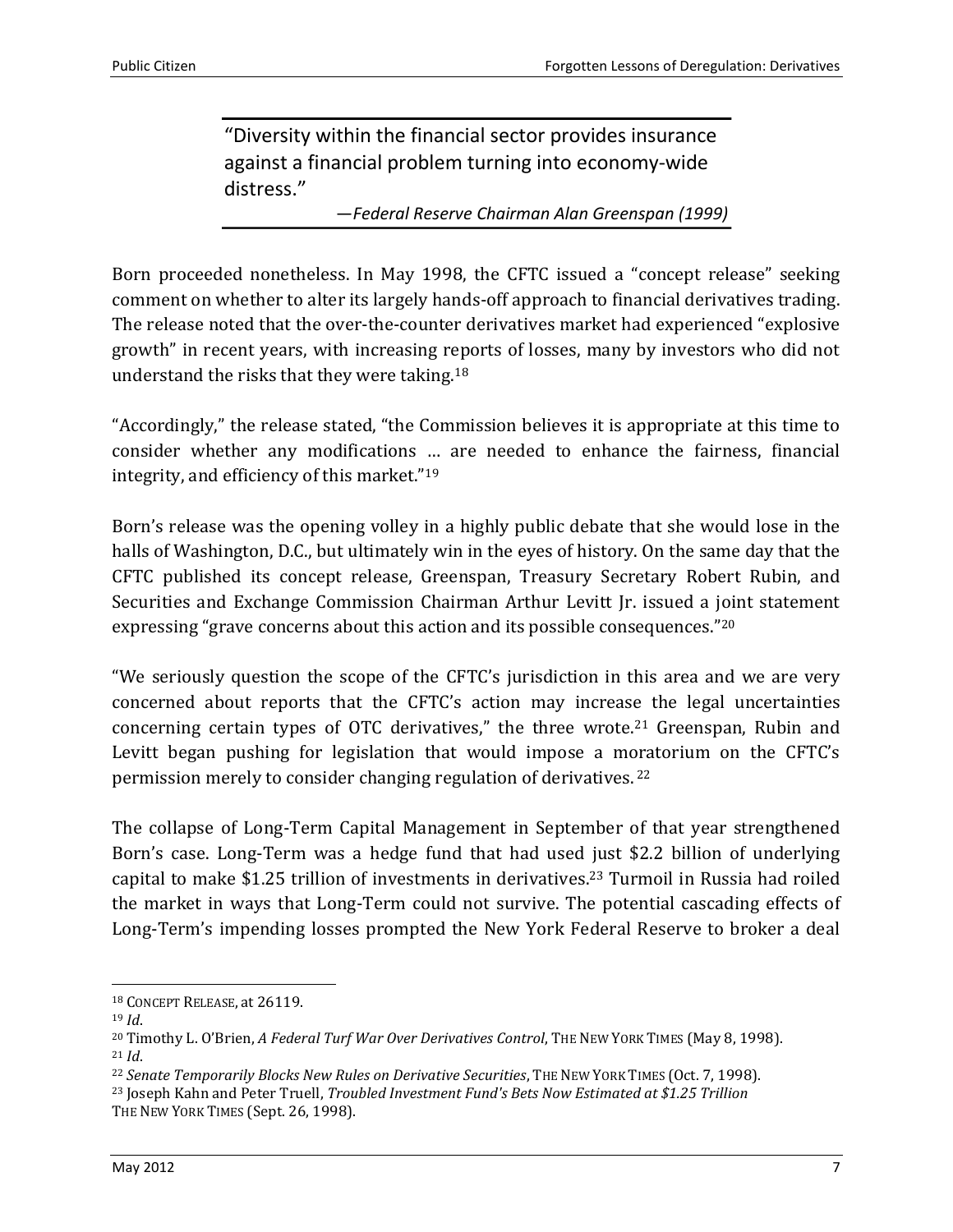> "Diversity within the financial sector provides insurance against a financial problem turning into economy-wide distress."
>
> —*Federal Reserve Chairman Alan Greenspan (1999)*

Born proceeded nonetheless. In May 1998, the CFTC issued a "concept release" seeking comment on whether to alter its largely hands-off approach to financial derivatives trading. The release noted that the over-the-counter derivatives market had experienced "explosive growth" in recent years, with increasing reports of losses, many by investors who did not understand the risks that they were taking.[18]

"Accordingly," the release stated, "the Commission believes it is appropriate at this time to consider whether any modifications … are needed to enhance the fairness, financial integrity, and efficiency of this market."[19]

Born's release was the opening volley in a highly public debate that she would lose in the halls of Washington, D.C., but ultimately win in the eyes of history. On the same day that the CFTC published its concept release, Greenspan, Treasury Secretary Robert Rubin, and Securities and Exchange Commission Chairman Arthur Levitt Jr. issued a joint statement expressing "grave concerns about this action and its possible consequences."[20]

"We seriously question the scope of the CFTC's jurisdiction in this area and we are very concerned about reports that the CFTC's action may increase the legal uncertainties concerning certain types of OTC derivatives," the three wrote.[21] Greenspan, Rubin and Levitt began pushing for legislation that would impose a moratorium on the CFTC's permission merely to consider changing regulation of derivatives.[22]

The collapse of Long-Term Capital Management in September of that year strengthened Born's case. Long-Term was a hedge fund that had used just $2.2 billion of underlying capital to make $1.25 trillion of investments in derivatives.[23] Turmoil in Russia had roiled the market in ways that Long-Term could not survive. The potential cascading effects of Long-Term's impending losses prompted the New York Federal Reserve to broker a deal

---

[18] CONCEPT RELEASE, at 26119.

[19] *Id*.

[20] Timothy L. O'Brien, *A Federal Turf War Over Derivatives Control*, THE NEW YORK TIMES (May 8, 1998).

[21] *Id*.

[22] *Senate Temporarily Blocks New Rules on Derivative Securities*, THE NEW YORK TIMES (Oct. 7, 1998).

[23] Joseph Kahn and Peter Truell, *Troubled Investment Fund's Bets Now Estimated at $1.25 Trillion* THE NEW YORK TIMES (Sept. 26, 1998).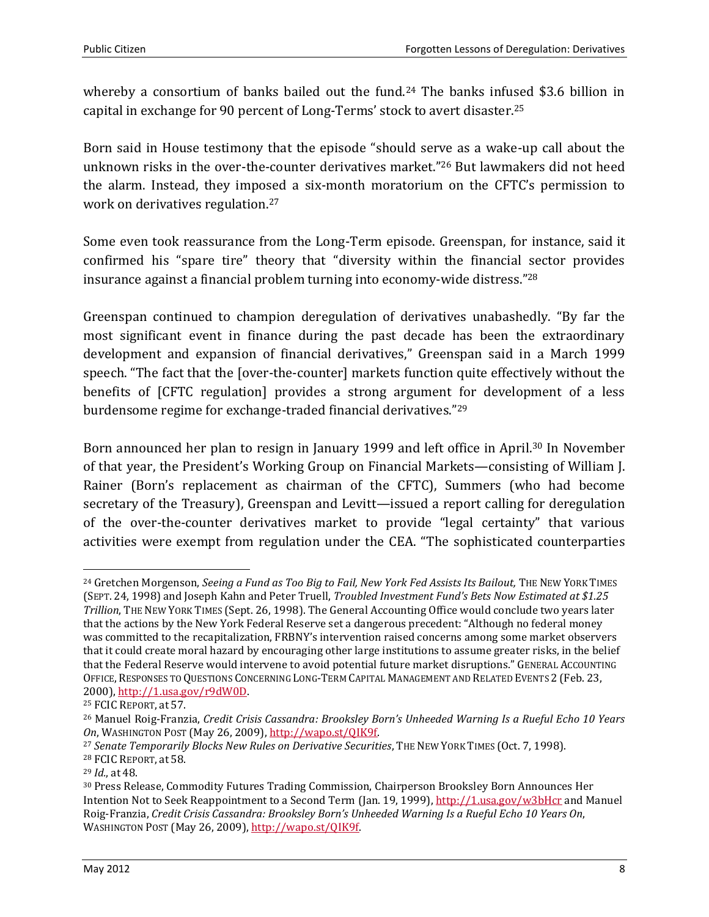whereby a consortium of banks bailed out the fund.[24] The banks infused $3.6 billion in capital in exchange for 90 percent of Long-Terms' stock to avert disaster.[25]

Born said in House testimony that the episode "should serve as a wake-up call about the unknown risks in the over-the-counter derivatives market."[26] But lawmakers did not heed the alarm. Instead, they imposed a six-month moratorium on the CFTC's permission to work on derivatives regulation.[27]

Some even took reassurance from the Long-Term episode. Greenspan, for instance, said it confirmed his "spare tire" theory that "diversity within the financial sector provides insurance against a financial problem turning into economy-wide distress."[28]

Greenspan continued to champion deregulation of derivatives unabashedly. "By far the most significant event in finance during the past decade has been the extraordinary development and expansion of financial derivatives," Greenspan said in a March 1999 speech. "The fact that the [over-the-counter] markets function quite effectively without the benefits of [CFTC regulation] provides a strong argument for development of a less burdensome regime for exchange-traded financial derivatives."[29]

Born announced her plan to resign in January 1999 and left office in April.[30] In November of that year, the President's Working Group on Financial Markets—consisting of William J. Rainer (Born's replacement as chairman of the CFTC), Summers (who had become secretary of the Treasury), Greenspan and Levitt—issued a report calling for deregulation of the over-the-counter derivatives market to provide "legal certainty" that various activities were exempt from regulation under the CEA. "The sophisticated counterparties

---

[24] Gretchen Morgenson, *Seeing a Fund as Too Big to Fail, New York Fed Assists Its Bailout,* THE NEW YORK TIMES (SEPT. 24, 1998) and Joseph Kahn and Peter Truell, *Troubled Investment Fund's Bets Now Estimated at $1.25 Trillion*, THE NEW YORK TIMES (Sept. 26, 1998). The General Accounting Office would conclude two years later that the actions by the New York Federal Reserve set a dangerous precedent: "Although no federal money was committed to the recapitalization, FRBNY's intervention raised concerns among some market observers that it could create moral hazard by encouraging other large institutions to assume greater risks, in the belief that the Federal Reserve would intervene to avoid potential future market disruptions." GENERAL ACCOUNTING OFFICE, RESPONSES TO QUESTIONS CONCERNING LONG-TERM CAPITAL MANAGEMENT AND RELATED EVENTS 2 (Feb. 23, 2000), http://1.usa.gov/r9dW0D.

[25] FCIC REPORT, at 57.

[26] Manuel Roig-Franzia, *Credit Crisis Cassandra: Brooksley Born's Unheeded Warning Is a Rueful Echo 10 Years On*, WASHINGTON POST (May 26, 2009), http://wapo.st/QIK9f.

[27] *Senate Temporarily Blocks New Rules on Derivative Securities*, THE NEW YORK TIMES (Oct. 7, 1998).

[28] FCIC REPORT, at 58.

[29] *Id.*, at 48.

[30] Press Release, Commodity Futures Trading Commission, Chairperson Brooksley Born Announces Her Intention Not to Seek Reappointment to a Second Term (Jan. 19, 1999), http://1.usa.gov/w3bHcr and Manuel Roig-Franzia, *Credit Crisis Cassandra: Brooksley Born's Unheeded Warning Is a Rueful Echo 10 Years On*, WASHINGTON POST (May 26, 2009), http://wapo.st/QIK9f.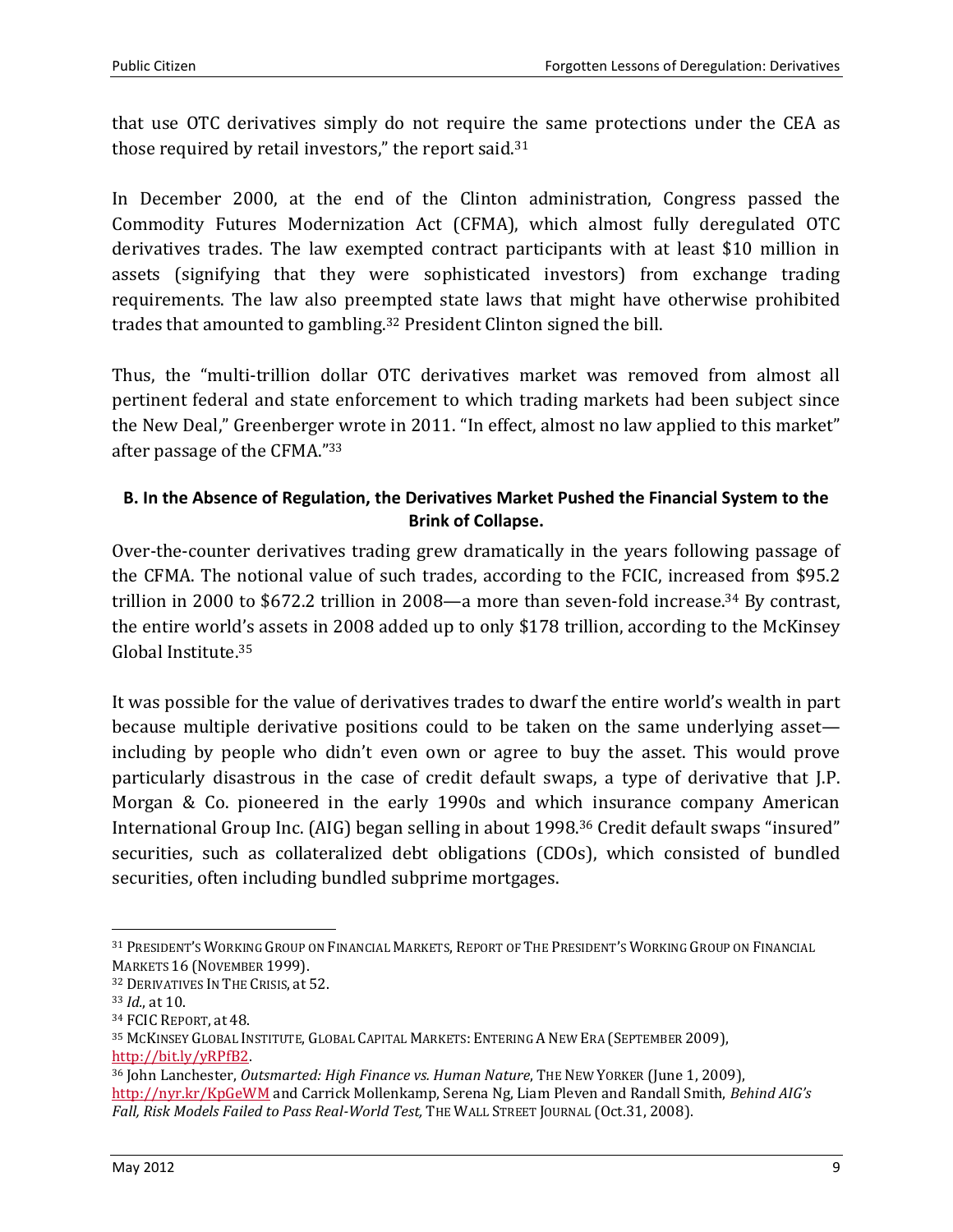that use OTC derivatives simply do not require the same protections under the CEA as those required by retail investors," the report said.[31]

In December 2000, at the end of the Clinton administration, Congress passed the Commodity Futures Modernization Act (CFMA), which almost fully deregulated OTC derivatives trades. The law exempted contract participants with at least $10 million in assets (signifying that they were sophisticated investors) from exchange trading requirements. The law also preempted state laws that might have otherwise prohibited trades that amounted to gambling.[32] President Clinton signed the bill.

Thus, the "multi-trillion dollar OTC derivatives market was removed from almost all pertinent federal and state enforcement to which trading markets had been subject since the New Deal," Greenberger wrote in 2011. "In effect, almost no law applied to this market" after passage of the CFMA."[33]

### B. In the Absence of Regulation, the Derivatives Market Pushed the Financial System to the Brink of Collapse.

Over-the-counter derivatives trading grew dramatically in the years following passage of the CFMA. The notional value of such trades, according to the FCIC, increased from $95.2 trillion in 2000 to $672.2 trillion in 2008—a more than seven-fold increase.[34] By contrast, the entire world's assets in 2008 added up to only $178 trillion, according to the McKinsey Global Institute.[35]

It was possible for the value of derivatives trades to dwarf the entire world's wealth in part because multiple derivative positions could to be taken on the same underlying asset—including by people who didn't even own or agree to buy the asset. This would prove particularly disastrous in the case of credit default swaps, a type of derivative that J.P. Morgan & Co. pioneered in the early 1990s and which insurance company American International Group Inc. (AIG) began selling in about 1998.[36] Credit default swaps "insured" securities, such as collateralized debt obligations (CDOs), which consisted of bundled securities, often including bundled subprime mortgages.

---

[31] PRESIDENT'S WORKING GROUP ON FINANCIAL MARKETS, REPORT OF THE PRESIDENT'S WORKING GROUP ON FINANCIAL MARKETS 16 (NOVEMBER 1999).

[32] DERIVATIVES IN THE CRISIS, at 52.

[33] *Id.*, at 10.

[34] FCIC REPORT, at 48.

[35] MCKINSEY GLOBAL INSTITUTE, GLOBAL CAPITAL MARKETS: ENTERING A NEW ERA (SEPTEMBER 2009), http://bit.ly/yRPfB2.

[36] John Lanchester, *Outsmarted: High Finance vs. Human Nature*, THE NEW YORKER (June 1, 2009), http://nyr.kr/KpGeWM and Carrick Mollenkamp, Serena Ng, Liam Pleven and Randall Smith, *Behind AIG's Fall, Risk Models Failed to Pass Real-World Test,* THE WALL STREET JOURNAL (Oct.31, 2008).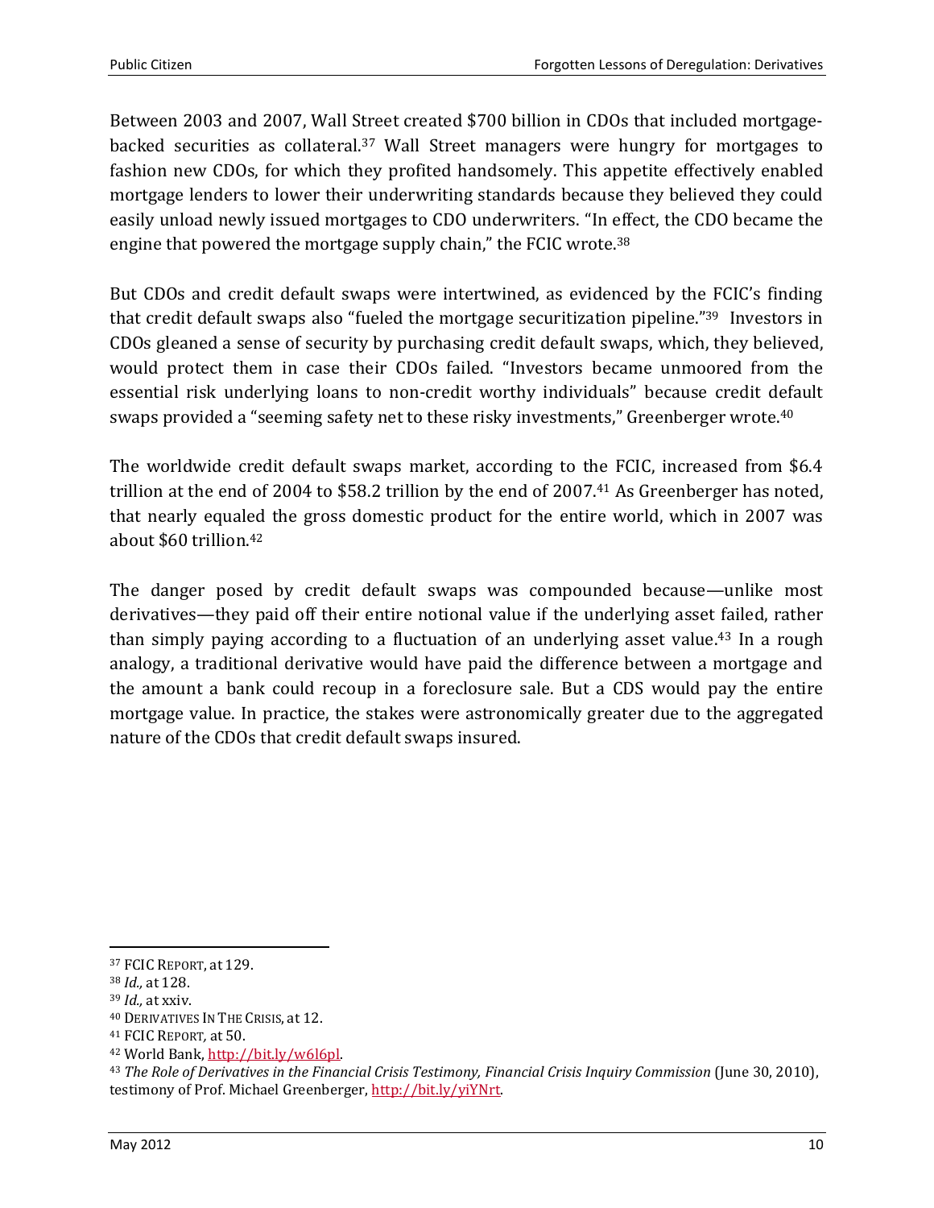Between 2003 and 2007, Wall Street created $700 billion in CDOs that included mortgage-backed securities as collateral.[37] Wall Street managers were hungry for mortgages to fashion new CDOs, for which they profited handsomely. This appetite effectively enabled mortgage lenders to lower their underwriting standards because they believed they could easily unload newly issued mortgages to CDO underwriters. "In effect, the CDO became the engine that powered the mortgage supply chain," the FCIC wrote.[38]

But CDOs and credit default swaps were intertwined, as evidenced by the FCIC's finding that credit default swaps also "fueled the mortgage securitization pipeline."[39] Investors in CDOs gleaned a sense of security by purchasing credit default swaps, which, they believed, would protect them in case their CDOs failed. "Investors became unmoored from the essential risk underlying loans to non-credit worthy individuals" because credit default swaps provided a "seeming safety net to these risky investments," Greenberger wrote.[40]

The worldwide credit default swaps market, according to the FCIC, increased from $6.4 trillion at the end of 2004 to $58.2 trillion by the end of 2007.[41] As Greenberger has noted, that nearly equaled the gross domestic product for the entire world, which in 2007 was about $60 trillion.[42]

The danger posed by credit default swaps was compounded because—unlike most derivatives—they paid off their entire notional value if the underlying asset failed, rather than simply paying according to a fluctuation of an underlying asset value.[43] In a rough analogy, a traditional derivative would have paid the difference between a mortgage and the amount a bank could recoup in a foreclosure sale. But a CDS would pay the entire mortgage value. In practice, the stakes were astronomically greater due to the aggregated nature of the CDOs that credit default swaps insured.

---

[37] FCIC REPORT, at 129.

[38] *Id.,* at 128.

[39] *Id.,* at xxiv.

[40] DERIVATIVES IN THE CRISIS, at 12.

[41] FCIC REPORT, at 50.

[42] World Bank, http://bit.ly/w6l6pl.

[43] *The Role of Derivatives in the Financial Crisis Testimony, Financial Crisis Inquiry Commission* (June 30, 2010), testimony of Prof. Michael Greenberger, http://bit.ly/yiYNrt.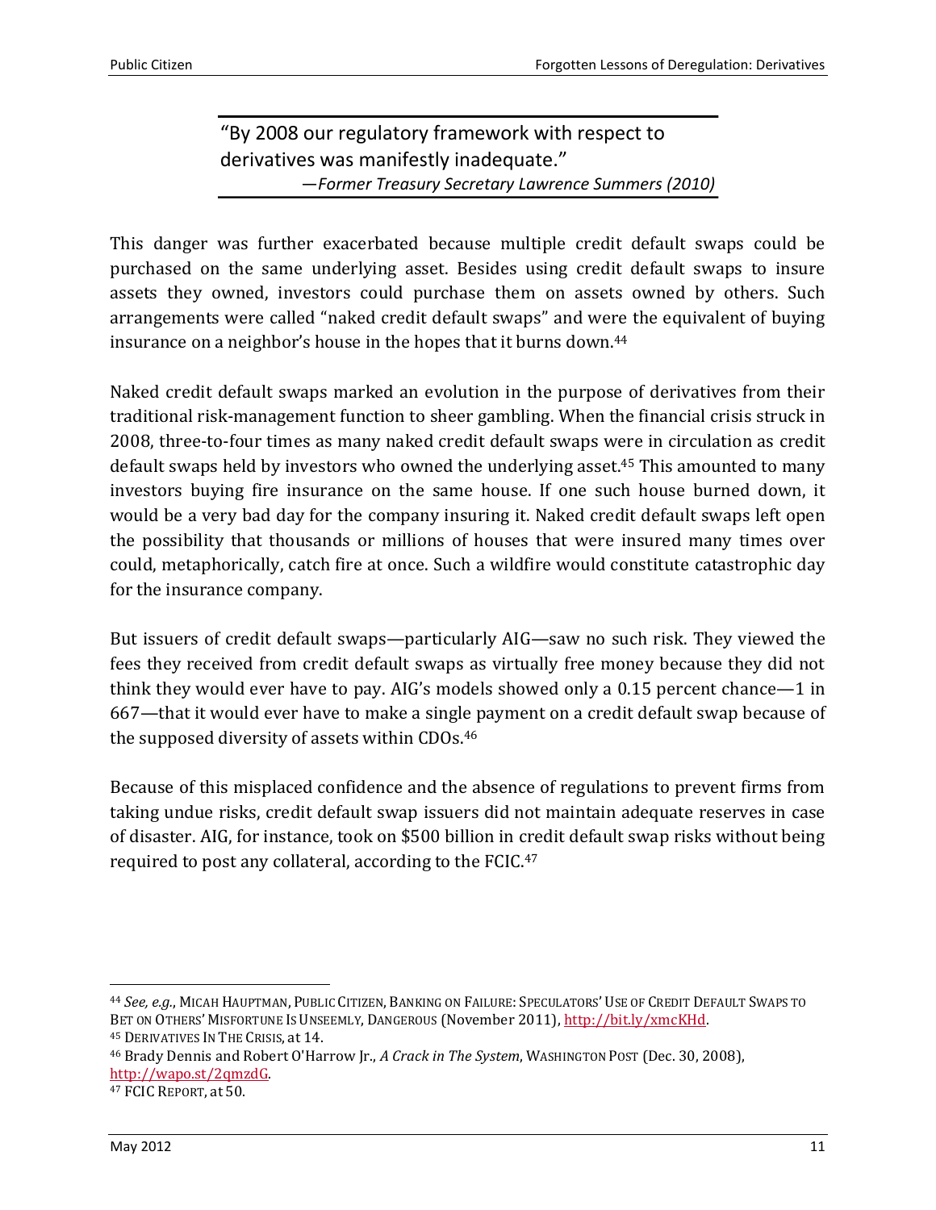> "By 2008 our regulatory framework with respect to derivatives was manifestly inadequate."
> —*Former Treasury Secretary Lawrence Summers (2010)*

This danger was further exacerbated because multiple credit default swaps could be purchased on the same underlying asset. Besides using credit default swaps to insure assets they owned, investors could purchase them on assets owned by others. Such arrangements were called "naked credit default swaps" and were the equivalent of buying insurance on a neighbor's house in the hopes that it burns down.[44]

Naked credit default swaps marked an evolution in the purpose of derivatives from their traditional risk-management function to sheer gambling. When the financial crisis struck in 2008, three-to-four times as many naked credit default swaps were in circulation as credit default swaps held by investors who owned the underlying asset.[45] This amounted to many investors buying fire insurance on the same house. If one such house burned down, it would be a very bad day for the company insuring it. Naked credit default swaps left open the possibility that thousands or millions of houses that were insured many times over could, metaphorically, catch fire at once. Such a wildfire would constitute catastrophic day for the insurance company.

But issuers of credit default swaps—particularly AIG—saw no such risk. They viewed the fees they received from credit default swaps as virtually free money because they did not think they would ever have to pay. AIG's models showed only a 0.15 percent chance—1 in 667—that it would ever have to make a single payment on a credit default swap because of the supposed diversity of assets within CDOs.[46]

Because of this misplaced confidence and the absence of regulations to prevent firms from taking undue risks, credit default swap issuers did not maintain adequate reserves in case of disaster. AIG, for instance, took on $500 billion in credit default swap risks without being required to post any collateral, according to the FCIC.[47]

---

[44] *See, e.g.*, MICAH HAUPTMAN, PUBLIC CITIZEN, BANKING ON FAILURE: SPECULATORS' USE OF CREDIT DEFAULT SWAPS TO BET ON OTHERS' MISFORTUNE IS UNSEEMLY, DANGEROUS (November 2011), http://bit.ly/xmcKHd.

[45] DERIVATIVES IN THE CRISIS, at 14.

[46] Brady Dennis and Robert O'Harrow Jr., *A Crack in The System*, WASHINGTON POST (Dec. 30, 2008), http://wapo.st/2qmzdG.

[47] FCIC REPORT, at 50.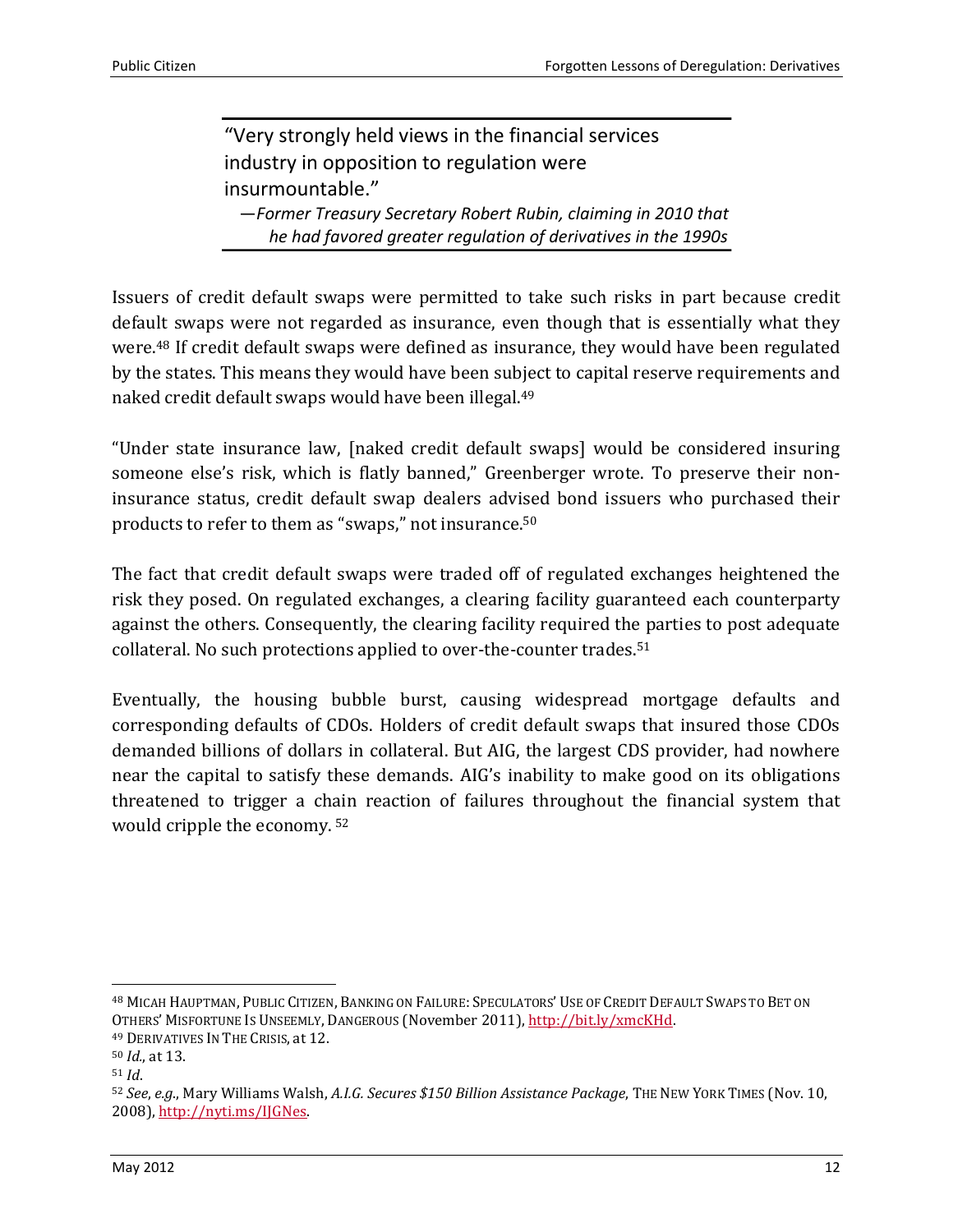> "Very strongly held views in the financial services industry in opposition to regulation were insurmountable."
>
> —*Former Treasury Secretary Robert Rubin, claiming in 2010 that he had favored greater regulation of derivatives in the 1990s*

Issuers of credit default swaps were permitted to take such risks in part because credit default swaps were not regarded as insurance, even though that is essentially what they were.[48] If credit default swaps were defined as insurance, they would have been regulated by the states. This means they would have been subject to capital reserve requirements and naked credit default swaps would have been illegal.[49]

"Under state insurance law, [naked credit default swaps] would be considered insuring someone else's risk, which is flatly banned," Greenberger wrote. To preserve their non-insurance status, credit default swap dealers advised bond issuers who purchased their products to refer to them as "swaps," not insurance.[50]

The fact that credit default swaps were traded off of regulated exchanges heightened the risk they posed. On regulated exchanges, a clearing facility guaranteed each counterparty against the others. Consequently, the clearing facility required the parties to post adequate collateral. No such protections applied to over-the-counter trades.[51]

Eventually, the housing bubble burst, causing widespread mortgage defaults and corresponding defaults of CDOs. Holders of credit default swaps that insured those CDOs demanded billions of dollars in collateral. But AIG, the largest CDS provider, had nowhere near the capital to satisfy these demands. AIG's inability to make good on its obligations threatened to trigger a chain reaction of failures throughout the financial system that would cripple the economy. [52]

---

[48] MICAH HAUPTMAN, PUBLIC CITIZEN, BANKING ON FAILURE: SPECULATORS' USE OF CREDIT DEFAULT SWAPS TO BET ON OTHERS' MISFORTUNE IS UNSEEMLY, DANGEROUS (November 2011), http://bit.ly/xmcKHd.

[49] DERIVATIVES IN THE CRISIS, at 12.

[50] *Id.*, at 13.

[51] *Id*.

[52] *See*, *e.g.*, Mary Williams Walsh, *A.I.G. Secures $150 Billion Assistance Package*, THE NEW YORK TIMES (Nov. 10, 2008), http://nyti.ms/IJGNes.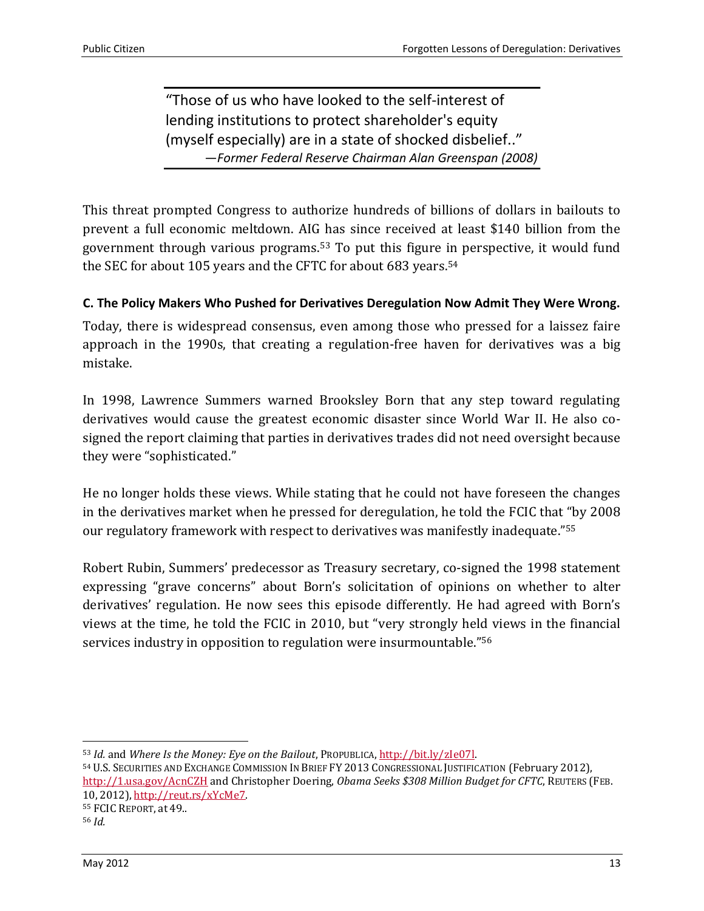> "Those of us who have looked to the self-interest of lending institutions to protect shareholder's equity (myself especially) are in a state of shocked disbelief.."
> —*Former Federal Reserve Chairman Alan Greenspan (2008)*

This threat prompted Congress to authorize hundreds of billions of dollars in bailouts to prevent a full economic meltdown. AIG has since received at least $140 billion from the government through various programs.[53] To put this figure in perspective, it would fund the SEC for about 105 years and the CFTC for about 683 years.[54]

**C. The Policy Makers Who Pushed for Derivatives Deregulation Now Admit They Were Wrong.**

Today, there is widespread consensus, even among those who pressed for a laissez faire approach in the 1990s, that creating a regulation-free haven for derivatives was a big mistake.

In 1998, Lawrence Summers warned Brooksley Born that any step toward regulating derivatives would cause the greatest economic disaster since World War II. He also co-signed the report claiming that parties in derivatives trades did not need oversight because they were "sophisticated."

He no longer holds these views. While stating that he could not have foreseen the changes in the derivatives market when he pressed for deregulation, he told the FCIC that "by 2008 our regulatory framework with respect to derivatives was manifestly inadequate."[55]

Robert Rubin, Summers' predecessor as Treasury secretary, co-signed the 1998 statement expressing "grave concerns" about Born's solicitation of opinions on whether to alter derivatives' regulation. He now sees this episode differently. He had agreed with Born's views at the time, he told the FCIC in 2010, but "very strongly held views in the financial services industry in opposition to regulation were insurmountable."[56]

---

[53] *Id.* and *Where Is the Money: Eye on the Bailout*, PROPUBLICA, http://bit.ly/zIe07l.

[54] U.S. SECURITIES AND EXCHANGE COMMISSION IN BRIEF FY 2013 CONGRESSIONAL JUSTIFICATION (February 2012), http://1.usa.gov/AcnCZH and Christopher Doering, *Obama Seeks $308 Million Budget for CFTC*, REUTERS (FEB. 10, 2012), http://reut.rs/xYcMe7.

[55] FCIC REPORT, at 49..

[56] *Id.*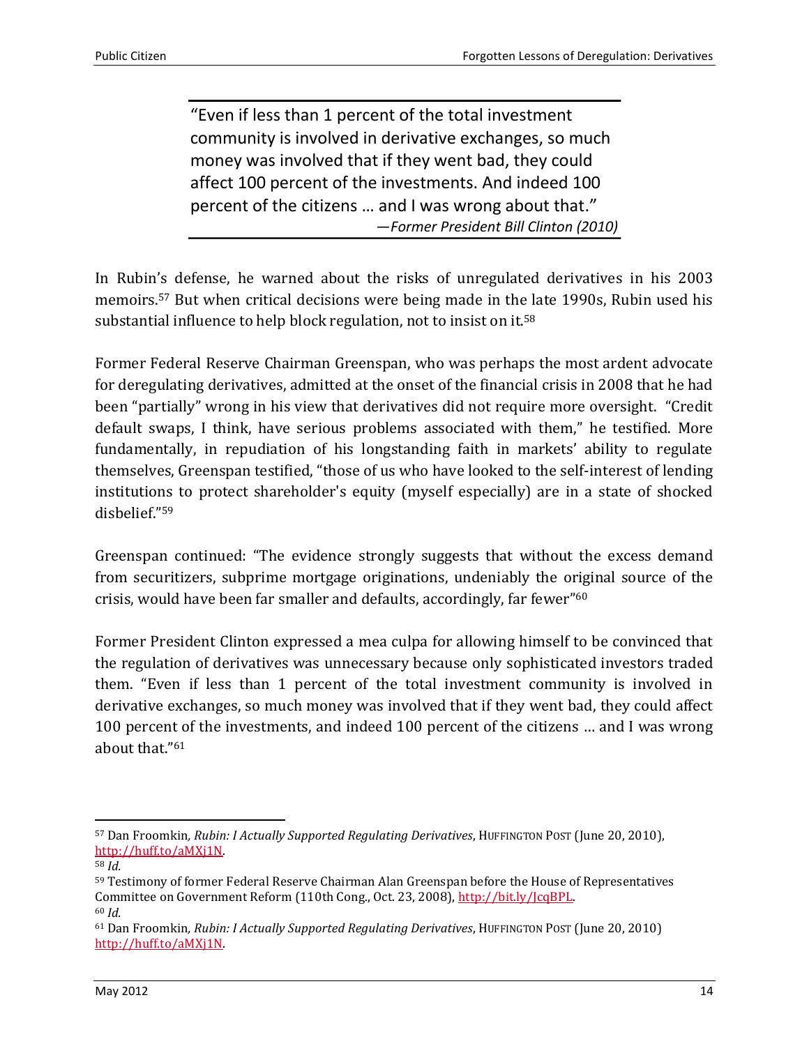> "Even if less than 1 percent of the total investment community is involved in derivative exchanges, so much money was involved that if they went bad, they could affect 100 percent of the investments. And indeed 100 percent of the citizens … and I was wrong about that."
>
> —*Former President Bill Clinton (2010)*

In Rubin's defense, he warned about the risks of unregulated derivatives in his 2003 memoirs.[57] But when critical decisions were being made in the late 1990s, Rubin used his substantial influence to help block regulation, not to insist on it.[58]

Former Federal Reserve Chairman Greenspan, who was perhaps the most ardent advocate for deregulating derivatives, admitted at the onset of the financial crisis in 2008 that he had been "partially" wrong in his view that derivatives did not require more oversight. "Credit default swaps, I think, have serious problems associated with them," he testified. More fundamentally, in repudiation of his longstanding faith in markets' ability to regulate themselves, Greenspan testified, "those of us who have looked to the self-interest of lending institutions to protect shareholder's equity (myself especially) are in a state of shocked disbelief."[59]

Greenspan continued: "The evidence strongly suggests that without the excess demand from securitizers, subprime mortgage originations, undeniably the original source of the crisis, would have been far smaller and defaults, accordingly, far fewer"[60]

Former President Clinton expressed a mea culpa for allowing himself to be convinced that the regulation of derivatives was unnecessary because only sophisticated investors traded them. "Even if less than 1 percent of the total investment community is involved in derivative exchanges, so much money was involved that if they went bad, they could affect 100 percent of the investments, and indeed 100 percent of the citizens … and I was wrong about that."[61]

---

[57] Dan Froomkin, *Rubin: I Actually Supported Regulating Derivatives*, HUFFINGTON POST (June 20, 2010), http://huff.to/aMXj1N.

[58] *Id.*

[59] Testimony of former Federal Reserve Chairman Alan Greenspan before the House of Representatives Committee on Government Reform (110th Cong., Oct. 23, 2008), http://bit.ly/JcqBPL.

[60] *Id.*

[61] Dan Froomkin, *Rubin: I Actually Supported Regulating Derivatives*, HUFFINGTON POST (June 20, 2010) http://huff.to/aMXj1N.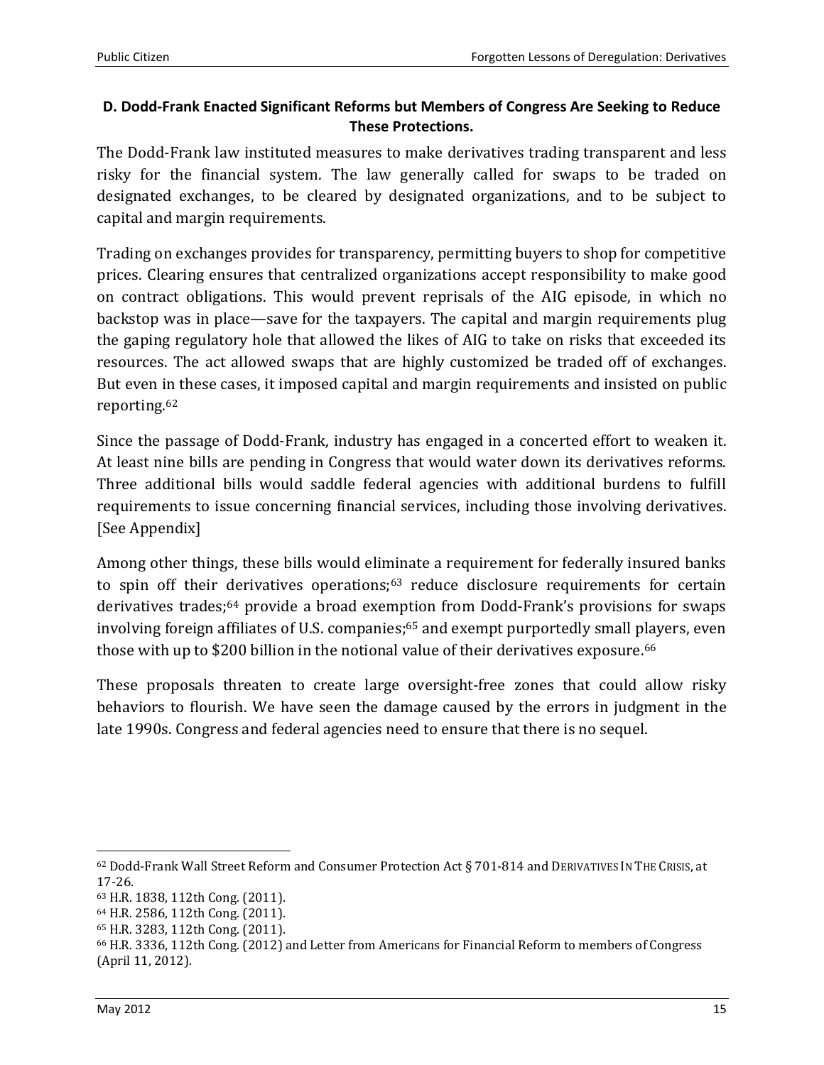### D. Dodd-Frank Enacted Significant Reforms but Members of Congress Are Seeking to Reduce These Protections.

The Dodd-Frank law instituted measures to make derivatives trading transparent and less risky for the financial system. The law generally called for swaps to be traded on designated exchanges, to be cleared by designated organizations, and to be subject to capital and margin requirements.

Trading on exchanges provides for transparency, permitting buyers to shop for competitive prices. Clearing ensures that centralized organizations accept responsibility to make good on contract obligations. This would prevent reprisals of the AIG episode, in which no backstop was in place—save for the taxpayers. The capital and margin requirements plug the gaping regulatory hole that allowed the likes of AIG to take on risks that exceeded its resources. The act allowed swaps that are highly customized be traded off of exchanges. But even in these cases, it imposed capital and margin requirements and insisted on public reporting.[62]

Since the passage of Dodd-Frank, industry has engaged in a concerted effort to weaken it. At least nine bills are pending in Congress that would water down its derivatives reforms. Three additional bills would saddle federal agencies with additional burdens to fulfill requirements to issue concerning financial services, including those involving derivatives. [See Appendix]

Among other things, these bills would eliminate a requirement for federally insured banks to spin off their derivatives operations;[63] reduce disclosure requirements for certain derivatives trades;[64] provide a broad exemption from Dodd-Frank's provisions for swaps involving foreign affiliates of U.S. companies;[65] and exempt purportedly small players, even those with up to $200 billion in the notional value of their derivatives exposure.[66]

These proposals threaten to create large oversight-free zones that could allow risky behaviors to flourish. We have seen the damage caused by the errors in judgment in the late 1990s. Congress and federal agencies need to ensure that there is no sequel.

---

[62] Dodd-Frank Wall Street Reform and Consumer Protection Act § 701-814 and DERIVATIVES IN THE CRISIS, at 17-26.

[63] H.R. 1838, 112th Cong. (2011).

[64] H.R. 2586, 112th Cong. (2011).

[65] H.R. 3283, 112th Cong. (2011).

[66] H.R. 3336, 112th Cong. (2012) and Letter from Americans for Financial Reform to members of Congress (April 11, 2012).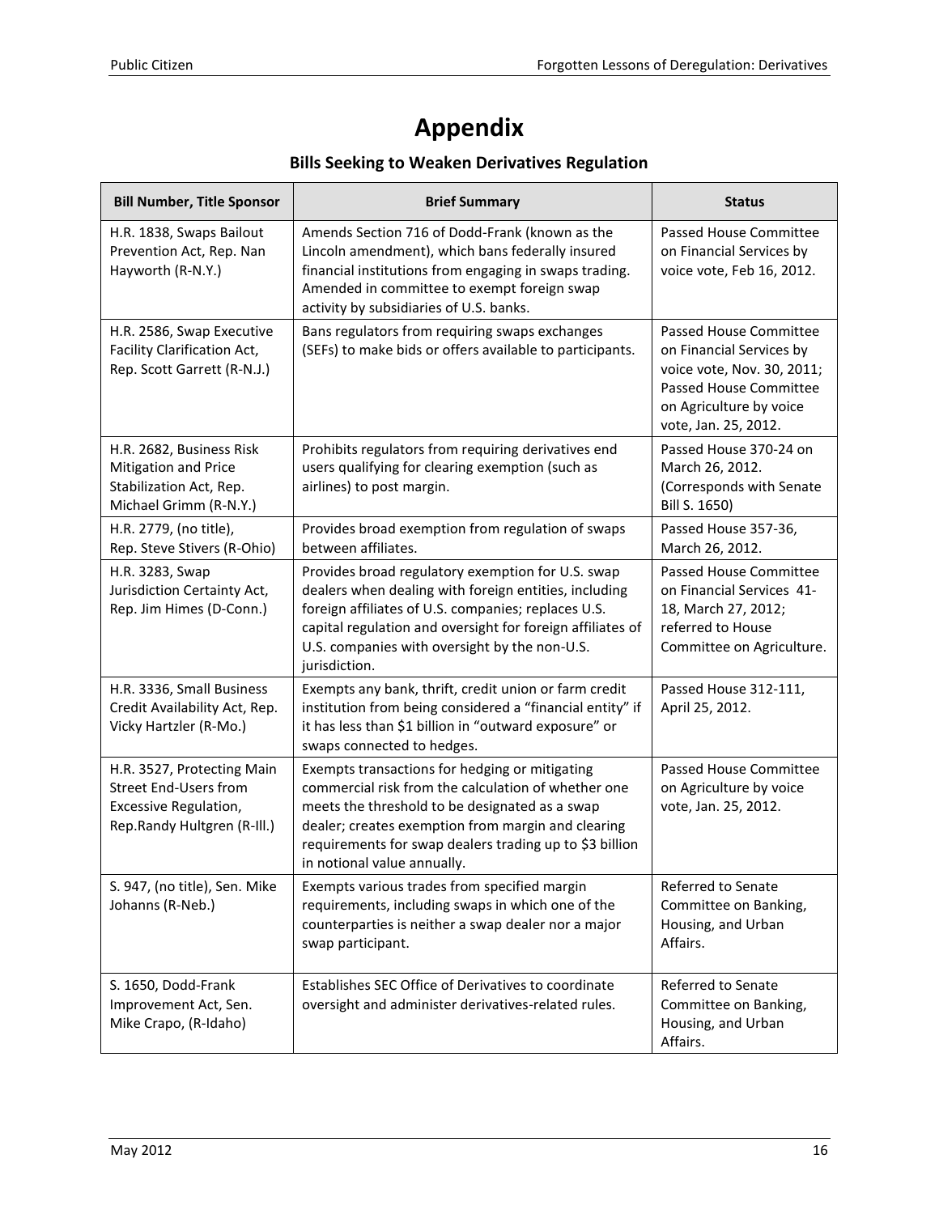# Appendix

### Bills Seeking to Weaken Derivatives Regulation

| Bill Number, Title Sponsor | Brief Summary | Status |
|---|---|---|
| H.R. 1838, Swaps Bailout Prevention Act, Rep. Nan Hayworth (R-N.Y.) | Amends Section 716 of Dodd-Frank (known as the Lincoln amendment), which bans federally insured financial institutions from engaging in swaps trading. Amended in committee to exempt foreign swap activity by subsidiaries of U.S. banks. | Passed House Committee on Financial Services by voice vote, Feb 16, 2012. |
| H.R. 2586, Swap Executive Facility Clarification Act, Rep. Scott Garrett (R-N.J.) | Bans regulators from requiring swaps exchanges (SEFs) to make bids or offers available to participants. | Passed House Committee on Financial Services by voice vote, Nov. 30, 2011; Passed House Committee on Agriculture by voice vote, Jan. 25, 2012. |
| H.R. 2682, Business Risk Mitigation and Price Stabilization Act, Rep. Michael Grimm (R-N.Y.) | Prohibits regulators from requiring derivatives end users qualifying for clearing exemption (such as airlines) to post margin. | Passed House 370-24 on March 26, 2012. (Corresponds with Senate Bill S. 1650) |
| H.R. 2779, (no title), Rep. Steve Stivers (R-Ohio) | Provides broad exemption from regulation of swaps between affiliates. | Passed House 357-36, March 26, 2012. |
| H.R. 3283, Swap Jurisdiction Certainty Act, Rep. Jim Himes (D-Conn.) | Provides broad regulatory exemption for U.S. swap dealers when dealing with foreign entities, including foreign affiliates of U.S. companies; replaces U.S. capital regulation and oversight for foreign affiliates of U.S. companies with oversight by the non-U.S. jurisdiction. | Passed House Committee on Financial Services 41-18, March 27, 2012; referred to House Committee on Agriculture. |
| H.R. 3336, Small Business Credit Availability Act, Rep. Vicky Hartzler (R-Mo.) | Exempts any bank, thrift, credit union or farm credit institution from being considered a "financial entity" if it has less than $1 billion in "outward exposure" or swaps connected to hedges. | Passed House 312-111, April 25, 2012. |
| H.R. 3527, Protecting Main Street End-Users from Excessive Regulation, Rep.Randy Hultgren (R-Ill.) | Exempts transactions for hedging or mitigating commercial risk from the calculation of whether one meets the threshold to be designated as a swap dealer; creates exemption from margin and clearing requirements for swap dealers trading up to $3 billion in notional value annually. | Passed House Committee on Agriculture by voice vote, Jan. 25, 2012. |
| S. 947, (no title), Sen. Mike Johanns (R-Neb.) | Exempts various trades from specified margin requirements, including swaps in which one of the counterparties is neither a swap dealer nor a major swap participant. | Referred to Senate Committee on Banking, Housing, and Urban Affairs. |
| S. 1650, Dodd-Frank Improvement Act, Sen. Mike Crapo, (R-Idaho) | Establishes SEC Office of Derivatives to coordinate oversight and administer derivatives-related rules. | Referred to Senate Committee on Banking, Housing, and Urban Affairs. |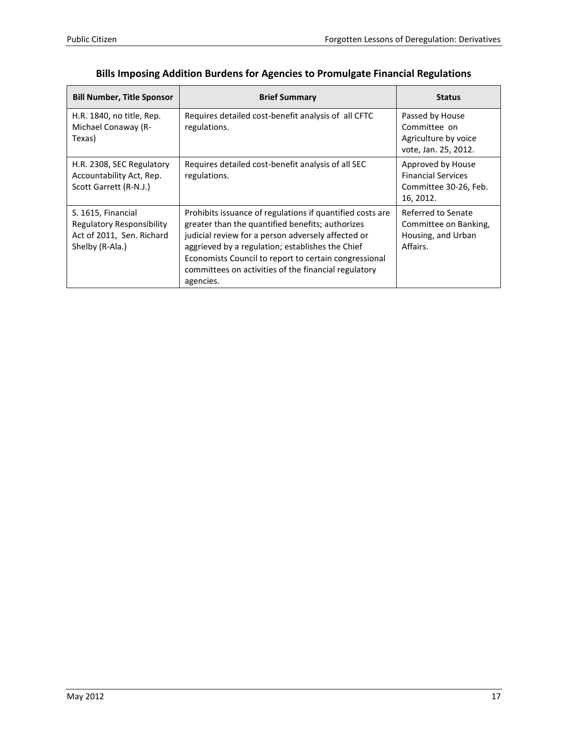## Bills Imposing Addition Burdens for Agencies to Promulgate Financial Regulations

| Bill Number, Title Sponsor | Brief Summary | Status |
| --- | --- | --- |
| H.R. 1840, no title, Rep. Michael Conaway (R-Texas) | Requires detailed cost-benefit analysis of all CFTC regulations. | Passed by House Committee on Agriculture by voice vote, Jan. 25, 2012. |
| H.R. 2308, SEC Regulatory Accountability Act, Rep. Scott Garrett (R-N.J.) | Requires detailed cost-benefit analysis of all SEC regulations. | Approved by House Financial Services Committee 30-26, Feb. 16, 2012. |
| S. 1615, Financial Regulatory Responsibility Act of 2011, Sen. Richard Shelby (R-Ala.) | Prohibits issuance of regulations if quantified costs are greater than the quantified benefits; authorizes judicial review for a person adversely affected or aggrieved by a regulation; establishes the Chief Economists Council to report to certain congressional committees on activities of the financial regulatory agencies. | Referred to Senate Committee on Banking, Housing, and Urban Affairs. |